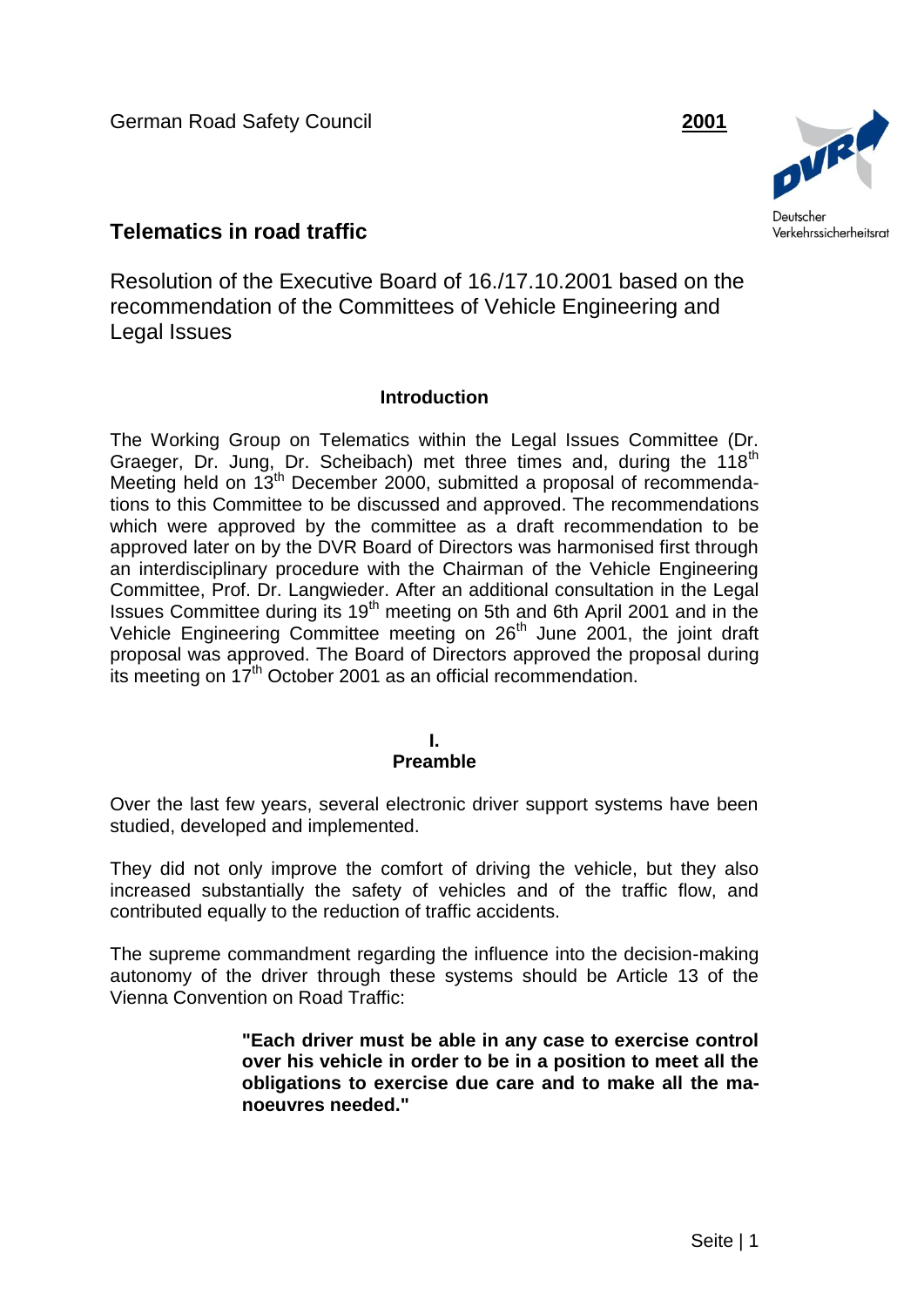German Road Safety Council **2001**

Deutscher Verkehrssicherheitsrat

# Telematics in road traffic

Resolution of the Executive Board of 16./17.10.2001 based on the recommendation of the Committees of Vehicle Engineering and Legal Issues

## Introduction

The Working Group on Telematics within the Legal Issues Committee (Dr. Graeger, Dr. Jung, Dr. Scheibach) met three times and, during the 118th Meeting held on 13th December 2000, submitted a proposal of recommendations to this Committee to be discussed and approved. The recommendations which were approved by the committee as a draft recommendation to be approved later on by the DVR Board of Directors was harmonised first through an interdisciplinary procedure with the Chairman of the Vehicle Engineering Committee, Prof. Dr. Langwieder. After an additional consultation in the Legal Issues Committee during its 19th meeting on 5th and 6th April 2001 and in the Vehicle Engineering Committee meeting on 26th June 2001, the joint draft proposal was approved. The Board of Directors approved the proposal during its meeting on 17th October 2001 as an official recommendation.

## I. Preamble

Over the last few years, several electronic driver support systems have been studied, developed and implemented.

They did not only improve the comfort of driving the vehicle, but they also increased substantially the safety of vehicles and of the traffic flow, and contributed equally to the reduction of traffic accidents.

The supreme commandment regarding the influence into the decision-making autonomy of the driver through these systems should be Article 13 of the Vienna Convention on Road Traffic:

> **"Each driver must be able in any case to exercise control over his vehicle in order to be in a position to meet all the obligations to exercise due care and to make all the manoeuvres needed."**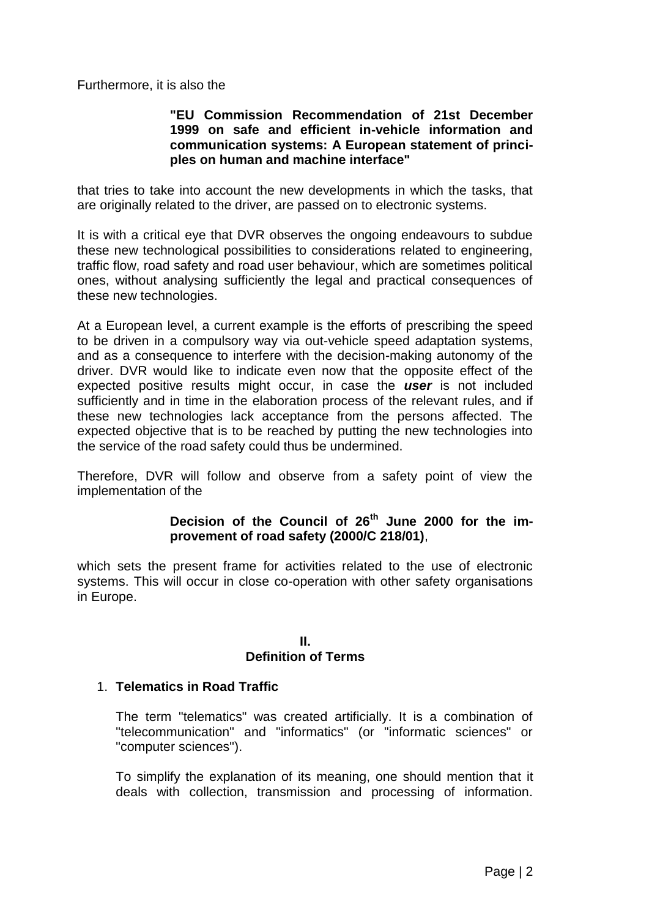Furthermore, it is also the

> **"EU Commission Recommendation of 21st December 1999 on safe and efficient in-vehicle information and communication systems: A European statement of principles on human and machine interface"**

that tries to take into account the new developments in which the tasks, that are originally related to the driver, are passed on to electronic systems.

It is with a critical eye that DVR observes the ongoing endeavours to subdue these new technological possibilities to considerations related to engineering, traffic flow, road safety and road user behaviour, which are sometimes political ones, without analysing sufficiently the legal and practical consequences of these new technologies.

At a European level, a current example is the efforts of prescribing the speed to be driven in a compulsory way via out-vehicle speed adaptation systems, and as a consequence to interfere with the decision-making autonomy of the driver. DVR would like to indicate even now that the opposite effect of the expected positive results might occur, in case the ***user*** is not included sufficiently and in time in the elaboration process of the relevant rules, and if these new technologies lack acceptance from the persons affected. The expected objective that is to be reached by putting the new technologies into the service of the road safety could thus be undermined.

Therefore, DVR will follow and observe from a safety point of view the implementation of the

> **Decision of the Council of 26th June 2000 for the improvement of road safety (2000/C 218/01)**,

which sets the present frame for activities related to the use of electronic systems. This will occur in close co-operation with other safety organisations in Europe.

## II. Definition of Terms

### 1. Telematics in Road Traffic

The term "telematics" was created artificially. It is a combination of "telecommunication" and "informatics" (or "informatic sciences" or "computer sciences").

To simplify the explanation of its meaning, one should mention that it deals with collection, transmission and processing of information.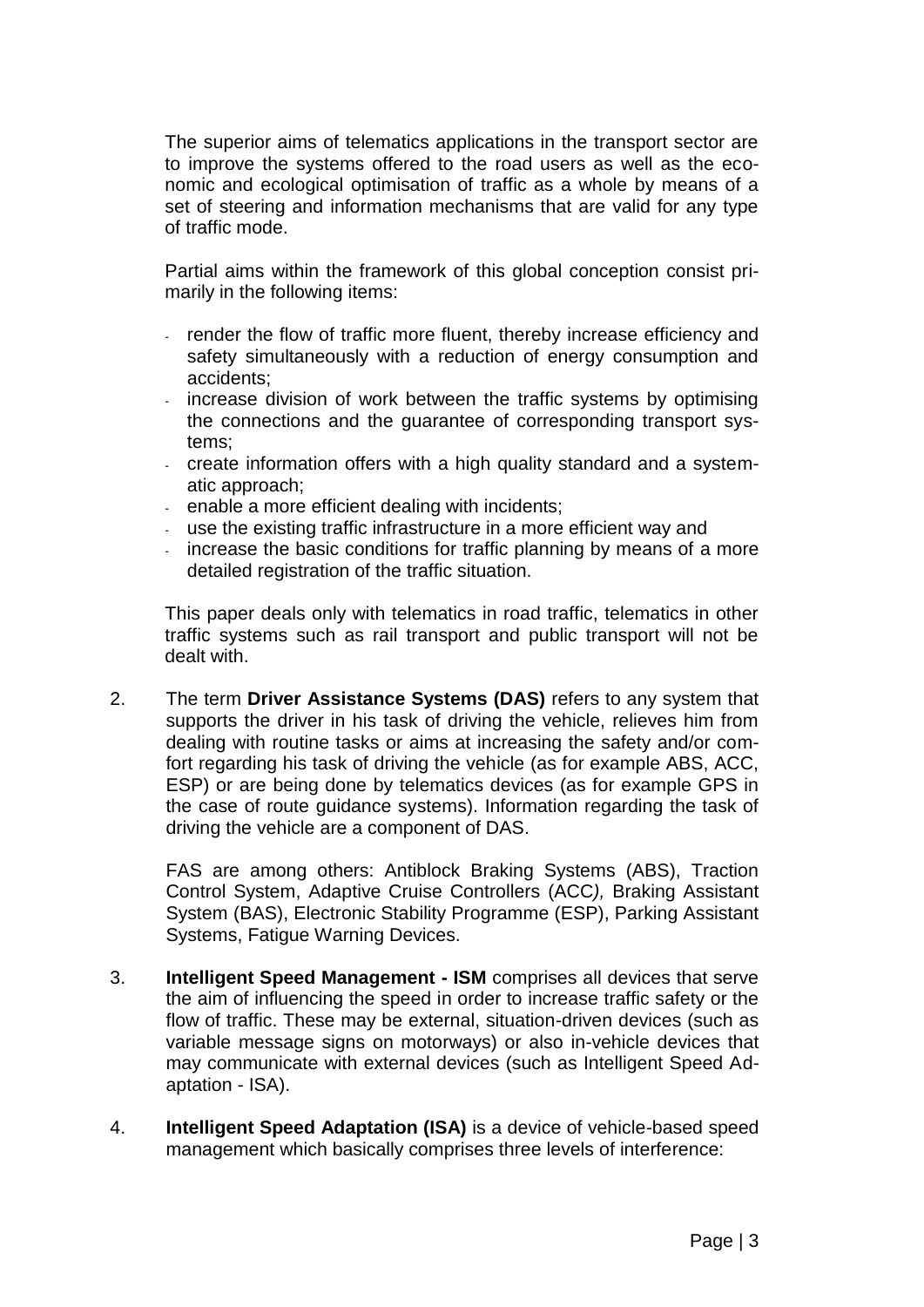The superior aims of telematics applications in the transport sector are to improve the systems offered to the road users as well as the economic and ecological optimisation of traffic as a whole by means of a set of steering and information mechanisms that are valid for any type of traffic mode.

Partial aims within the framework of this global conception consist primarily in the following items:

- render the flow of traffic more fluent, thereby increase efficiency and safety simultaneously with a reduction of energy consumption and accidents;
- increase division of work between the traffic systems by optimising the connections and the guarantee of corresponding transport systems;
- create information offers with a high quality standard and a systematic approach;
- enable a more efficient dealing with incidents;
- use the existing traffic infrastructure in a more efficient way and
- increase the basic conditions for traffic planning by means of a more detailed registration of the traffic situation.

This paper deals only with telematics in road traffic, telematics in other traffic systems such as rail transport and public transport will not be dealt with.

2. The term **Driver Assistance Systems (DAS)** refers to any system that supports the driver in his task of driving the vehicle, relieves him from dealing with routine tasks or aims at increasing the safety and/or comfort regarding his task of driving the vehicle (as for example ABS, ACC, ESP) or are being done by telematics devices (as for example GPS in the case of route guidance systems). Information regarding the task of driving the vehicle are a component of DAS.

   FAS are among others: Antiblock Braking Systems (ABS), Traction Control System, Adaptive Cruise Controllers (ACC*),* Braking Assistant System (BAS), Electronic Stability Programme (ESP), Parking Assistant Systems, Fatigue Warning Devices.

3. **Intelligent Speed Management - ISM** comprises all devices that serve the aim of influencing the speed in order to increase traffic safety or the flow of traffic. These may be external, situation-driven devices (such as variable message signs on motorways) or also in-vehicle devices that may communicate with external devices (such as Intelligent Speed Adaptation - ISA).

4. **Intelligent Speed Adaptation (ISA)** is a device of vehicle-based speed management which basically comprises three levels of interference: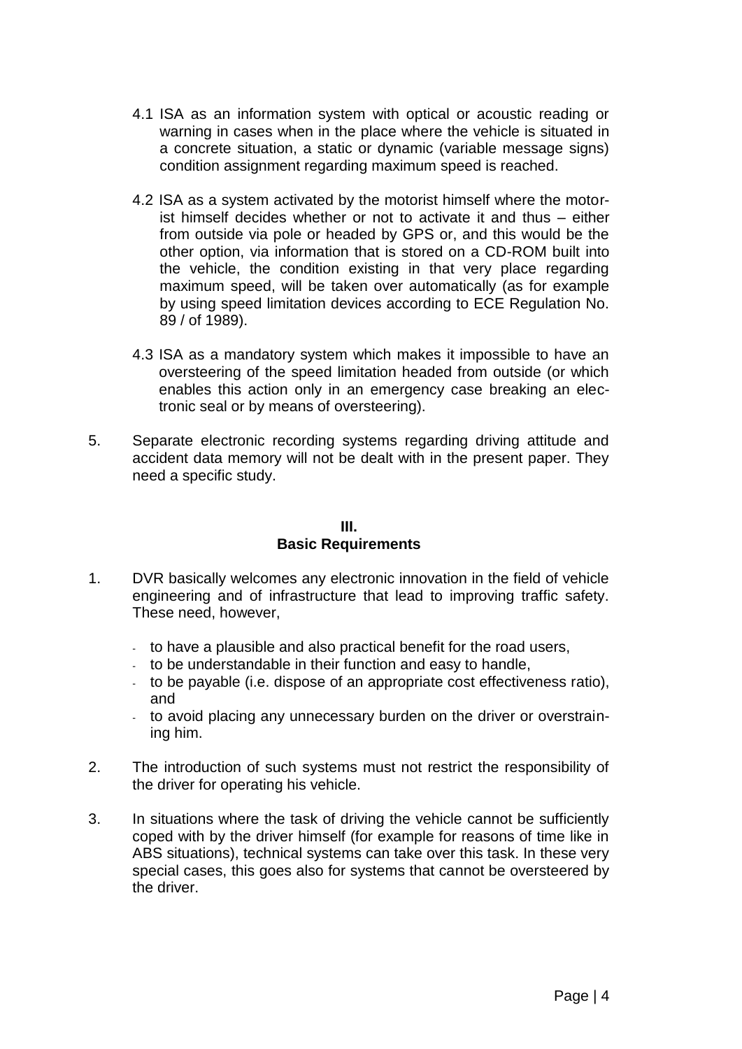4.1 ISA as an information system with optical or acoustic reading or warning in cases when in the place where the vehicle is situated in a concrete situation, a static or dynamic (variable message signs) condition assignment regarding maximum speed is reached.

4.2 ISA as a system activated by the motorist himself where the motorist himself decides whether or not to activate it and thus – either from outside via pole or headed by GPS or, and this would be the other option, via information that is stored on a CD-ROM built into the vehicle, the condition existing in that very place regarding maximum speed, will be taken over automatically (as for example by using speed limitation devices according to ECE Regulation No. 89 / of 1989).

4.3 ISA as a mandatory system which makes it impossible to have an oversteering of the speed limitation headed from outside (or which enables this action only in an emergency case breaking an electronic seal or by means of oversteering).

5. Separate electronic recording systems regarding driving attitude and accident data memory will not be dealt with in the present paper. They need a specific study.

## III.
## Basic Requirements

1. DVR basically welcomes any electronic innovation in the field of vehicle engineering and of infrastructure that lead to improving traffic safety. These need, however,

   - to have a plausible and also practical benefit for the road users,
   - to be understandable in their function and easy to handle,
   - to be payable (i.e. dispose of an appropriate cost effectiveness ratio), and
   - to avoid placing any unnecessary burden on the driver or overstraining him.

2. The introduction of such systems must not restrict the responsibility of the driver for operating his vehicle.

3. In situations where the task of driving the vehicle cannot be sufficiently coped with by the driver himself (for example for reasons of time like in ABS situations), technical systems can take over this task. In these very special cases, this goes also for systems that cannot be oversteered by the driver.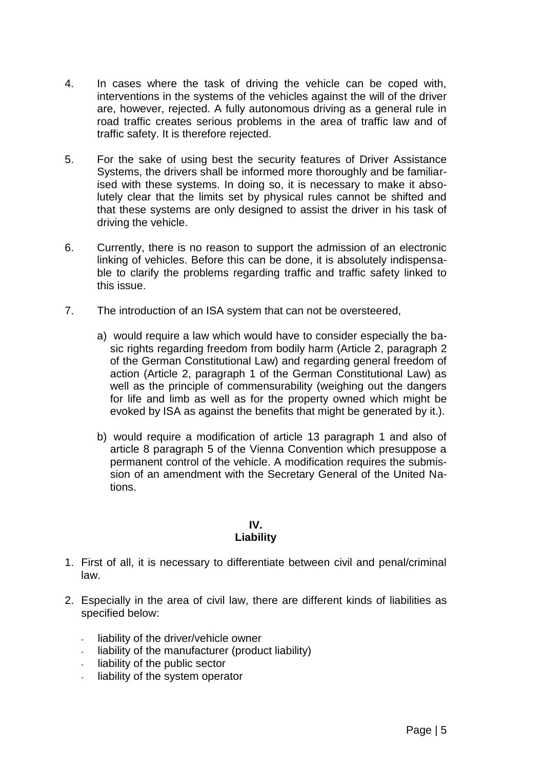4. In cases where the task of driving the vehicle can be coped with, interventions in the systems of the vehicles against the will of the driver are, however, rejected. A fully autonomous driving as a general rule in road traffic creates serious problems in the area of traffic law and of traffic safety. It is therefore rejected.

5. For the sake of using best the security features of Driver Assistance Systems, the drivers shall be informed more thoroughly and be familiarised with these systems. In doing so, it is necessary to make it absolutely clear that the limits set by physical rules cannot be shifted and that these systems are only designed to assist the driver in his task of driving the vehicle.

6. Currently, there is no reason to support the admission of an electronic linking of vehicles. Before this can be done, it is absolutely indispensable to clarify the problems regarding traffic and traffic safety linked to this issue.

7. The introduction of an ISA system that can not be oversteered,

   a) would require a law which would have to consider especially the basic rights regarding freedom from bodily harm (Article 2, paragraph 2 of the German Constitutional Law) and regarding general freedom of action (Article 2, paragraph 1 of the German Constitutional Law) as well as the principle of commensurability (weighing out the dangers for life and limb as well as for the property owned which might be evoked by ISA as against the benefits that might be generated by it.).

   b) would require a modification of article 13 paragraph 1 and also of article 8 paragraph 5 of the Vienna Convention which presuppose a permanent control of the vehicle. A modification requires the submission of an amendment with the Secretary General of the United Nations.

## IV.
## Liability

1. First of all, it is necessary to differentiate between civil and penal/criminal law.

2. Especially in the area of civil law, there are different kinds of liabilities as specified below:

   - liability of the driver/vehicle owner
   - liability of the manufacturer (product liability)
   - liability of the public sector
   - liability of the system operator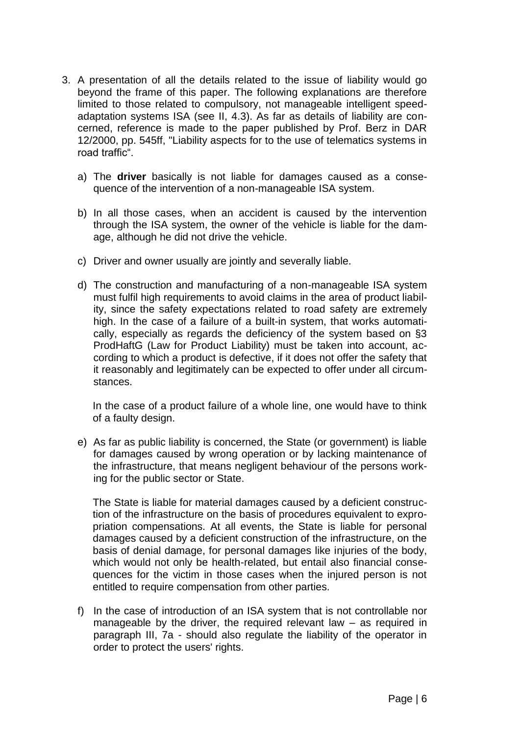3. A presentation of all the details related to the issue of liability would go beyond the frame of this paper. The following explanations are therefore limited to those related to compulsory, not manageable intelligent speed-adaptation systems ISA (see II, 4.3). As far as details of liability are concerned, reference is made to the paper published by Prof. Berz in DAR 12/2000, pp. 545ff, "Liability aspects for to the use of telematics systems in road traffic".

   a) The **driver** basically is not liable for damages caused as a consequence of the intervention of a non-manageable ISA system.

   b) In all those cases, when an accident is caused by the intervention through the ISA system, the owner of the vehicle is liable for the damage, although he did not drive the vehicle.

   c) Driver and owner usually are jointly and severally liable.

   d) The construction and manufacturing of a non-manageable ISA system must fulfil high requirements to avoid claims in the area of product liability, since the safety expectations related to road safety are extremely high. In the case of a failure of a built-in system, that works automatically, especially as regards the deficiency of the system based on §3 ProdHaftG (Law for Product Liability) must be taken into account, according to which a product is defective, if it does not offer the safety that it reasonably and legitimately can be expected to offer under all circumstances.

      In the case of a product failure of a whole line, one would have to think of a faulty design.

   e) As far as public liability is concerned, the State (or government) is liable for damages caused by wrong operation or by lacking maintenance of the infrastructure, that means negligent behaviour of the persons working for the public sector or State.

      The State is liable for material damages caused by a deficient construction of the infrastructure on the basis of procedures equivalent to expropriation compensations. At all events, the State is liable for personal damages caused by a deficient construction of the infrastructure, on the basis of denial damage, for personal damages like injuries of the body, which would not only be health-related, but entail also financial consequences for the victim in those cases when the injured person is not entitled to require compensation from other parties.

   f) In the case of introduction of an ISA system that is not controllable nor manageable by the driver, the required relevant law – as required in paragraph III, 7a - should also regulate the liability of the operator in order to protect the users' rights.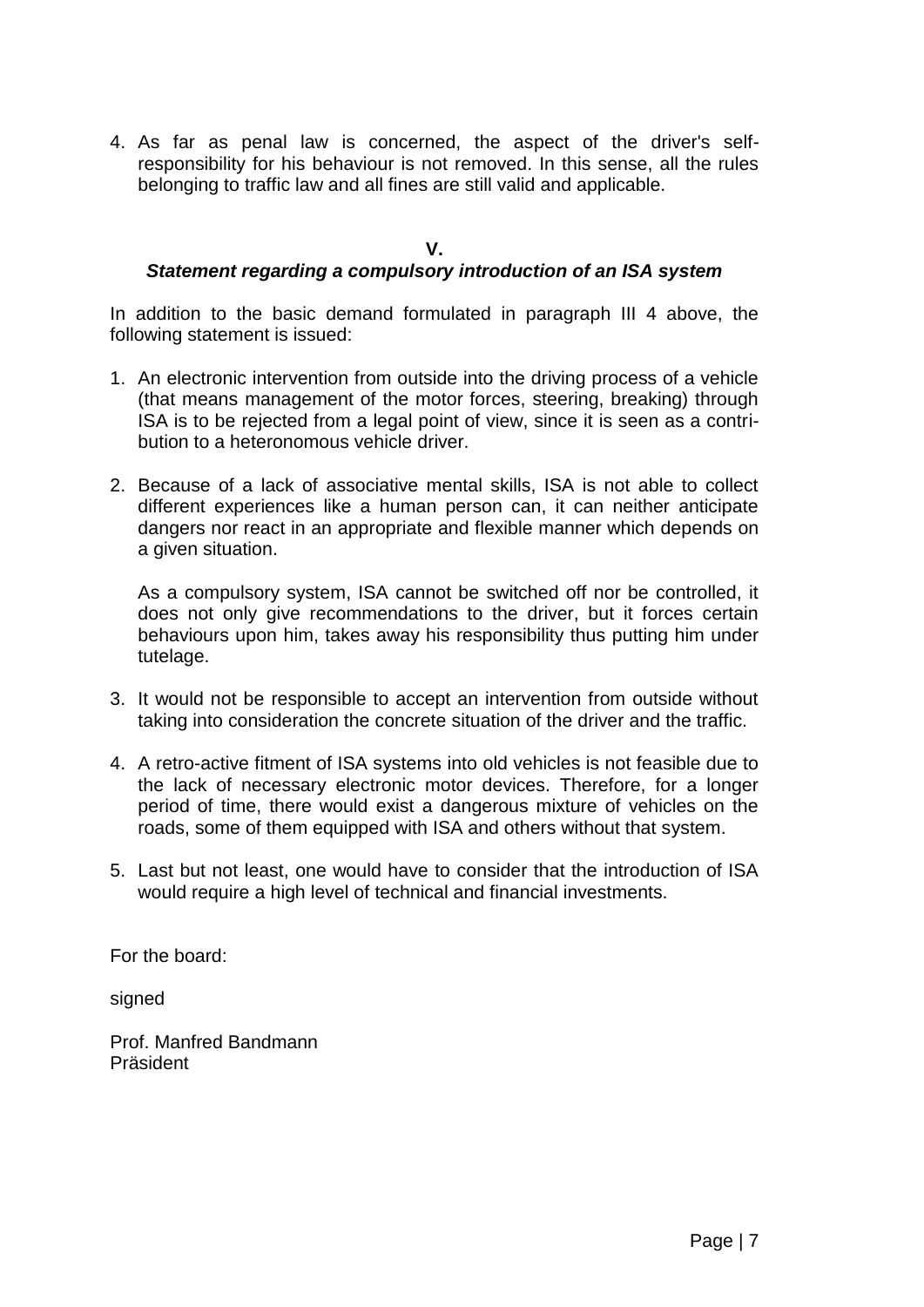4. As far as penal law is concerned, the aspect of the driver's self-responsibility for his behaviour is not removed. In this sense, all the rules belonging to traffic law and all fines are still valid and applicable.

## V.

### *Statement regarding a compulsory introduction of an ISA system*

In addition to the basic demand formulated in paragraph III 4 above, the following statement is issued:

1. An electronic intervention from outside into the driving process of a vehicle (that means management of the motor forces, steering, breaking) through ISA is to be rejected from a legal point of view, since it is seen as a contribution to a heteronomous vehicle driver.

2. Because of a lack of associative mental skills, ISA is not able to collect different experiences like a human person can, it can neither anticipate dangers nor react in an appropriate and flexible manner which depends on a given situation.

   As a compulsory system, ISA cannot be switched off nor be controlled, it does not only give recommendations to the driver, but it forces certain behaviours upon him, takes away his responsibility thus putting him under tutelage.

3. It would not be responsible to accept an intervention from outside without taking into consideration the concrete situation of the driver and the traffic.

4. A retro-active fitment of ISA systems into old vehicles is not feasible due to the lack of necessary electronic motor devices. Therefore, for a longer period of time, there would exist a dangerous mixture of vehicles on the roads, some of them equipped with ISA and others without that system.

5. Last but not least, one would have to consider that the introduction of ISA would require a high level of technical and financial investments.

For the board:

signed

Prof. Manfred Bandmann
Präsident